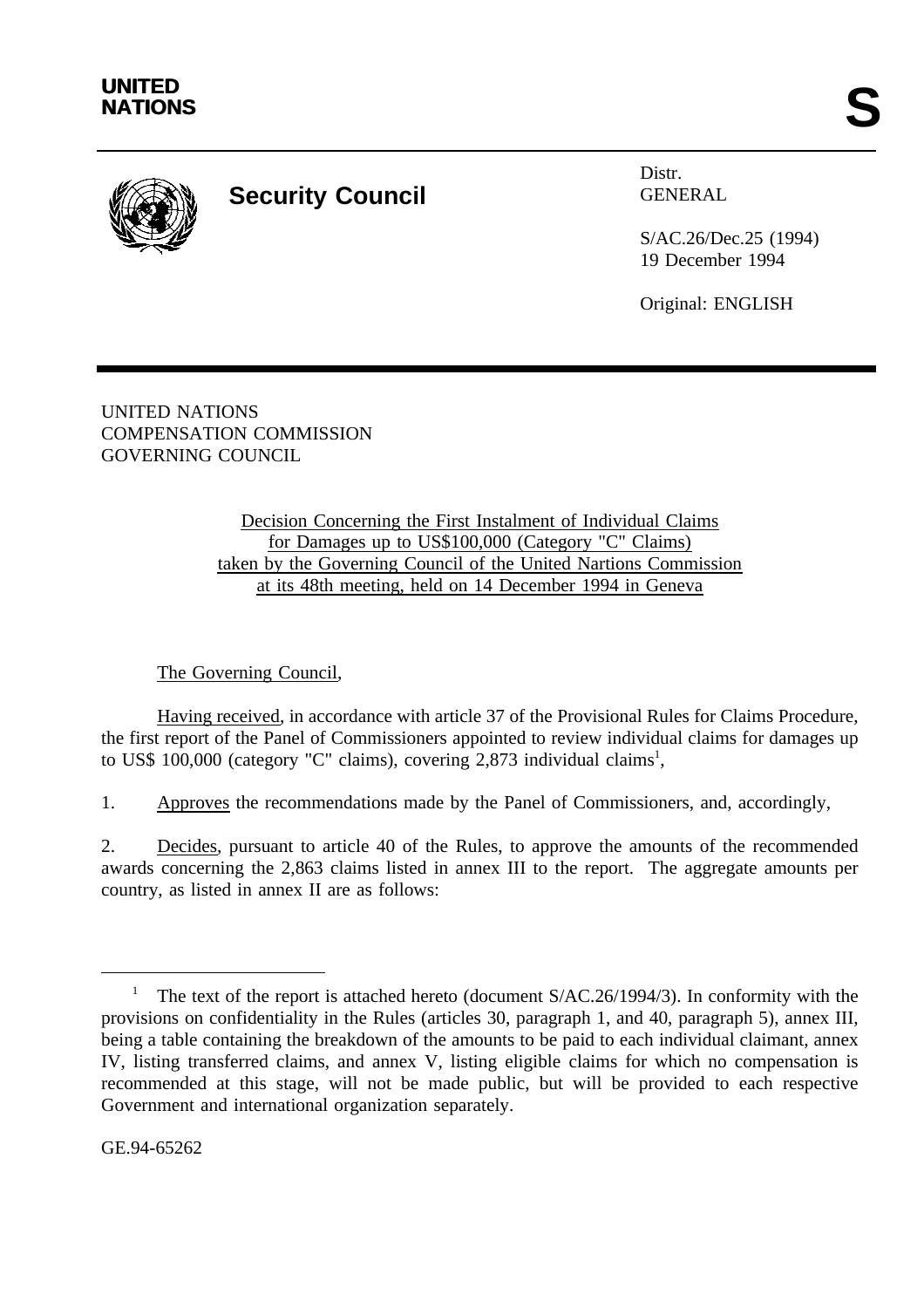UNITED NATIONS

# Security Council

Distr.
GENERAL

S/AC.26/Dec.25 (1994)
19 December 1994

Original: ENGLISH

UNITED NATIONS
COMPENSATION COMMISSION
GOVERNING COUNCIL

Decision Concerning the First Instalment of Individual Claims for Damages up to US$100,000 (Category "C" Claims) taken by the Governing Council of the United Nartions Commission at its 48th meeting, held on 14 December 1994 in Geneva

The Governing Council,

Having received, in accordance with article 37 of the Provisional Rules for Claims Procedure, the first report of the Panel of Commissioners appointed to review individual claims for damages up to US$ 100,000 (category "C" claims), covering 2,873 individual claims[1],

1. Approves the recommendations made by the Panel of Commissioners, and, accordingly,

2. Decides, pursuant to article 40 of the Rules, to approve the amounts of the recommended awards concerning the 2,863 claims listed in annex III to the report. The aggregate amounts per country, as listed in annex II are as follows:

[1] The text of the report is attached hereto (document S/AC.26/1994/3). In conformity with the provisions on confidentiality in the Rules (articles 30, paragraph 1, and 40, paragraph 5), annex III, being a table containing the breakdown of the amounts to be paid to each individual claimant, annex IV, listing transferred claims, and annex V, listing eligible claims for which no compensation is recommended at this stage, will not be made public, but will be provided to each respective Government and international organization separately.

GE.94-65262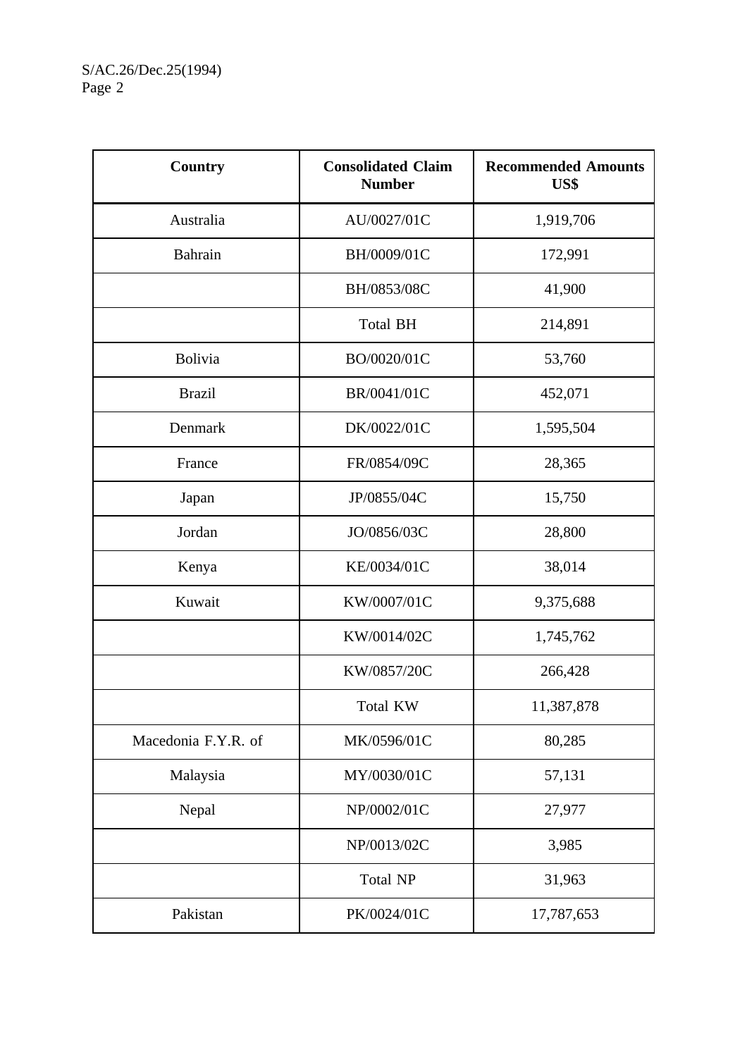| Country | Consolidated Claim Number | Recommended Amounts US$ |
|---|---|---|
| Australia | AU/0027/01C | 1,919,706 |
| Bahrain | BH/0009/01C | 172,991 |
| | BH/0853/08C | 41,900 |
| | Total BH | 214,891 |
| Bolivia | BO/0020/01C | 53,760 |
| Brazil | BR/0041/01C | 452,071 |
| Denmark | DK/0022/01C | 1,595,504 |
| France | FR/0854/09C | 28,365 |
| Japan | JP/0855/04C | 15,750 |
| Jordan | JO/0856/03C | 28,800 |
| Kenya | KE/0034/01C | 38,014 |
| Kuwait | KW/0007/01C | 9,375,688 |
| | KW/0014/02C | 1,745,762 |
| | KW/0857/20C | 266,428 |
| | Total KW | 11,387,878 |
| Macedonia F.Y.R. of | MK/0596/01C | 80,285 |
| Malaysia | MY/0030/01C | 57,131 |
| Nepal | NP/0002/01C | 27,977 |
| | NP/0013/02C | 3,985 |
| | Total NP | 31,963 |
| Pakistan | PK/0024/01C | 17,787,653 |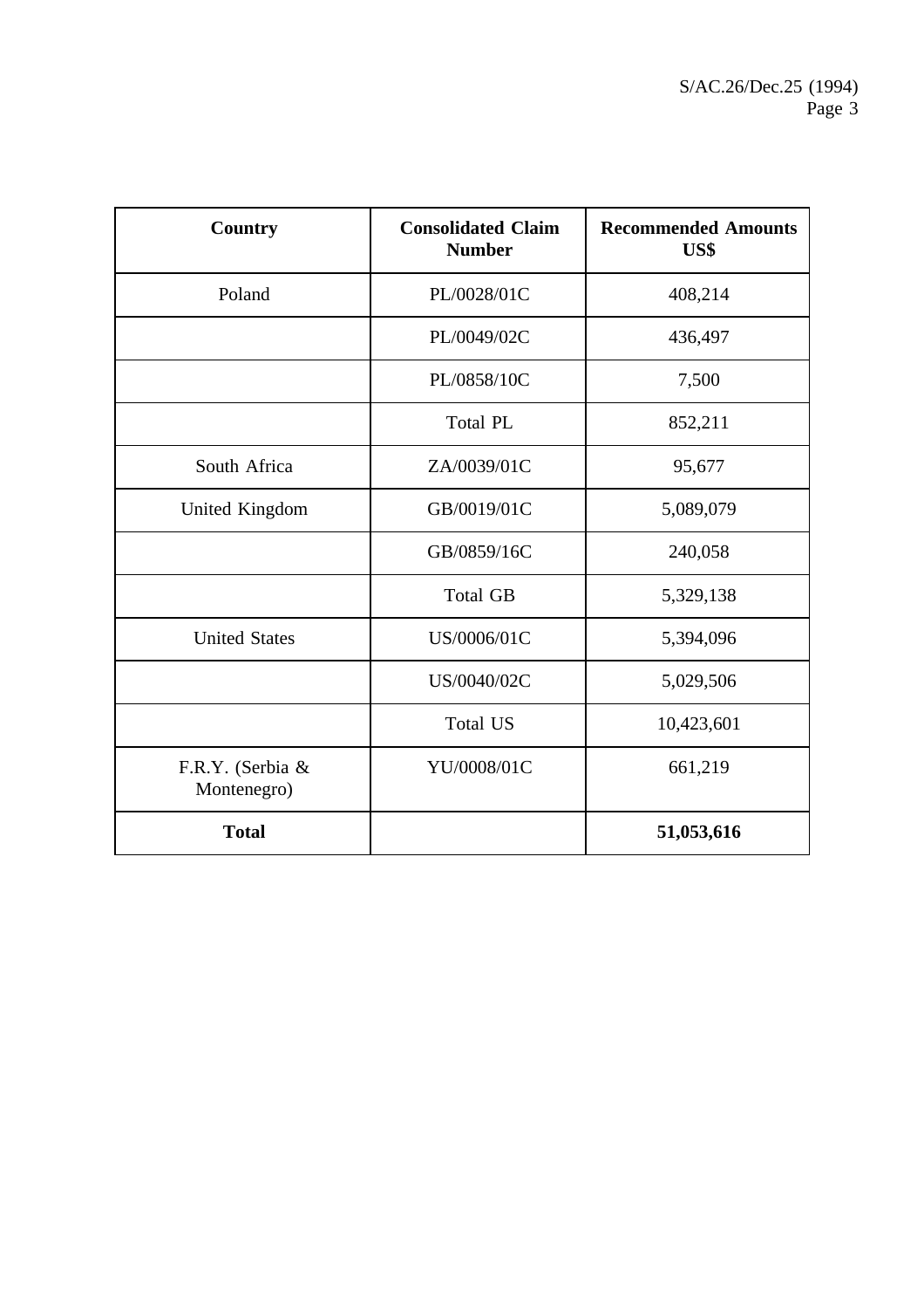| Country | Consolidated Claim Number | Recommended Amounts US$ |
|---|---|---|
| Poland | PL/0028/01C | 408,214 |
| | PL/0049/02C | 436,497 |
| | PL/0858/10C | 7,500 |
| | Total PL | 852,211 |
| South Africa | ZA/0039/01C | 95,677 |
| United Kingdom | GB/0019/01C | 5,089,079 |
| | GB/0859/16C | 240,058 |
| | Total GB | 5,329,138 |
| United States | US/0006/01C | 5,394,096 |
| | US/0040/02C | 5,029,506 |
| | Total US | 10,423,601 |
| F.R.Y. (Serbia & Montenegro) | YU/0008/01C | 661,219 |
| **Total** | | **51,053,616** |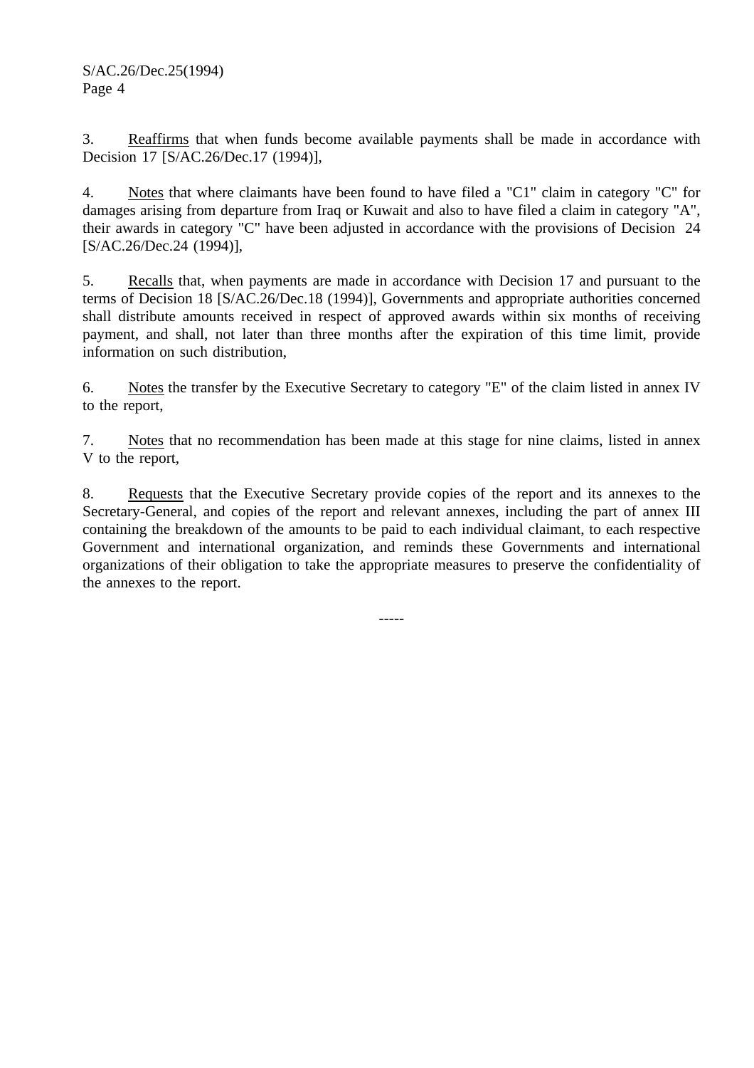3. Reaffirms that when funds become available payments shall be made in accordance with Decision 17 [S/AC.26/Dec.17 (1994)],

4. Notes that where claimants have been found to have filed a "C1" claim in category "C" for damages arising from departure from Iraq or Kuwait and also to have filed a claim in category "A", their awards in category "C" have been adjusted in accordance with the provisions of Decision 24 [S/AC.26/Dec.24 (1994)],

5. Recalls that, when payments are made in accordance with Decision 17 and pursuant to the terms of Decision 18 [S/AC.26/Dec.18 (1994)], Governments and appropriate authorities concerned shall distribute amounts received in respect of approved awards within six months of receiving payment, and shall, not later than three months after the expiration of this time limit, provide information on such distribution,

6. Notes the transfer by the Executive Secretary to category "E" of the claim listed in annex IV to the report,

7. Notes that no recommendation has been made at this stage for nine claims, listed in annex V to the report,

8. Requests that the Executive Secretary provide copies of the report and its annexes to the Secretary-General, and copies of the report and relevant annexes, including the part of annex III containing the breakdown of the amounts to be paid to each individual claimant, to each respective Government and international organization, and reminds these Governments and international organizations of their obligation to take the appropriate measures to preserve the confidentiality of the annexes to the report.

-----